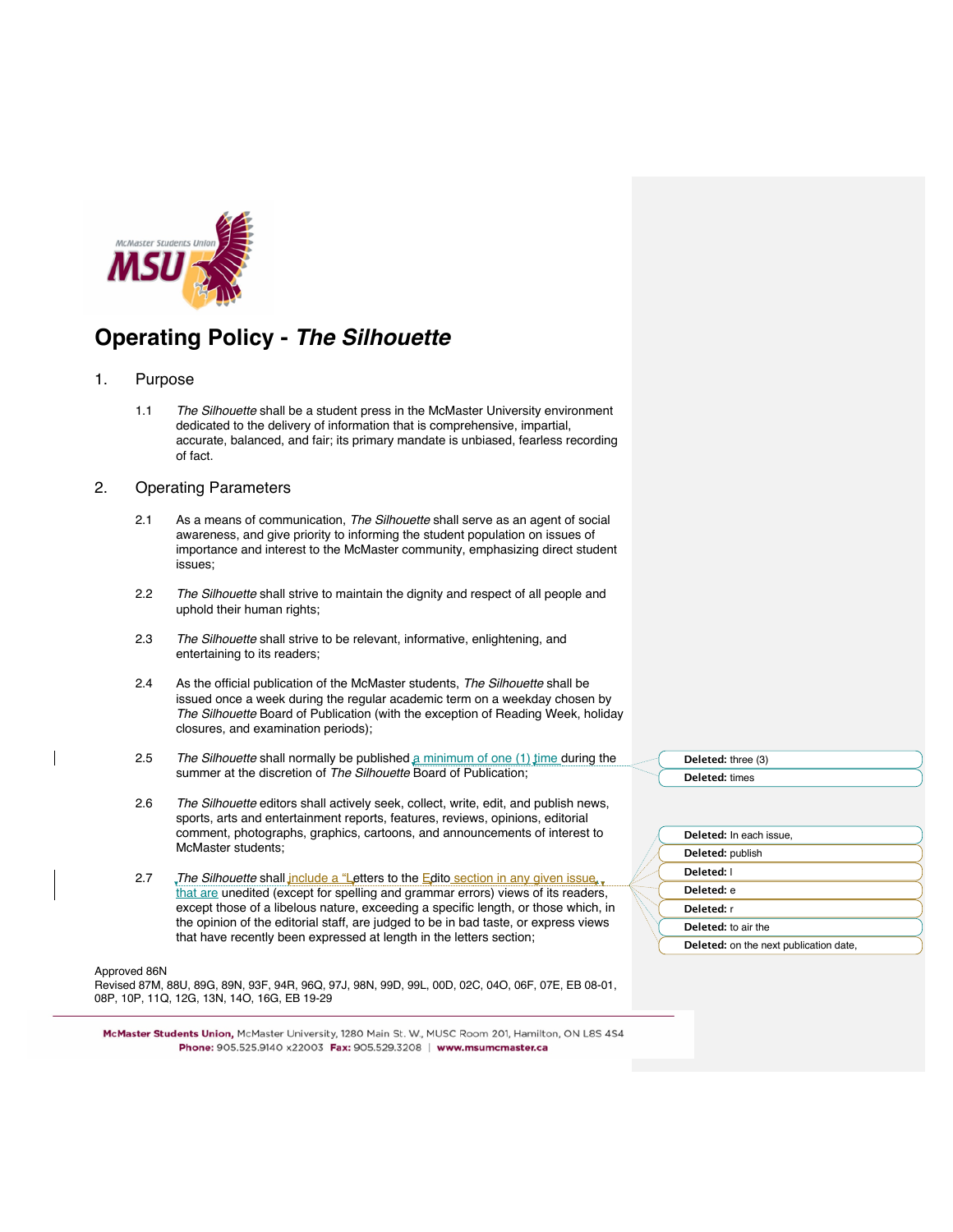# Operating Policy - *The Silhouette*

## 1. Purpose

1.1 *The Silhouette* shall be a student press in the McMaster University environment dedicated to the delivery of information that is comprehensive, impartial, accurate, balanced, and fair; its primary mandate is unbiased, fearless recording of fact.

## 2. Operating Parameters

2.1 As a means of communication, *The Silhouette* shall serve as an agent of social awareness, and give priority to informing the student population on issues of importance and interest to the McMaster community, emphasizing direct student issues;

2.2 *The Silhouette* shall strive to maintain the dignity and respect of all people and uphold their human rights;

2.3 *The Silhouette* shall strive to be relevant, informative, enlightening, and entertaining to its readers;

2.4 As the official publication of the McMaster students, *The Silhouette* shall be issued once a week during the regular academic term on a weekday chosen by *The Silhouette* Board of Publication (with the exception of Reading Week, holiday closures, and examination periods);

2.5 *The Silhouette* shall normally be published a minimum of one (1) time during the summer at the discretion of *The Silhouette* Board of Publication;

2.6 *The Silhouette* editors shall actively seek, collect, write, edit, and publish news, sports, arts and entertainment reports, features, reviews, opinions, editorial comment, photographs, graphics, cartoons, and announcements of interest to McMaster students;

2.7 *The Silhouette* shall include a "Letters to the Edito section in any given issue, that are unedited (except for spelling and grammar errors) views of its readers, except those of a libelous nature, exceeding a specific length, or those which, in the opinion of the editorial staff, are judged to be in bad taste, or express views that have recently been expressed at length in the letters section;

Approved 86N
Revised 87M, 88U, 89G, 89N, 93F, 94R, 96Q, 97J, 98N, 99D, 99L, 00D, 02C, 04O, 06F, 07E, EB 08-01, 08P, 10P, 11Q, 12G, 13N, 14O, 16G, EB 19-29

**Deleted:** three (3)
**Deleted:** times
**Deleted:** In each issue,
**Deleted:** publish
**Deleted:** l
**Deleted:** e
**Deleted:** r
**Deleted:** to air the
**Deleted:** on the next publication date,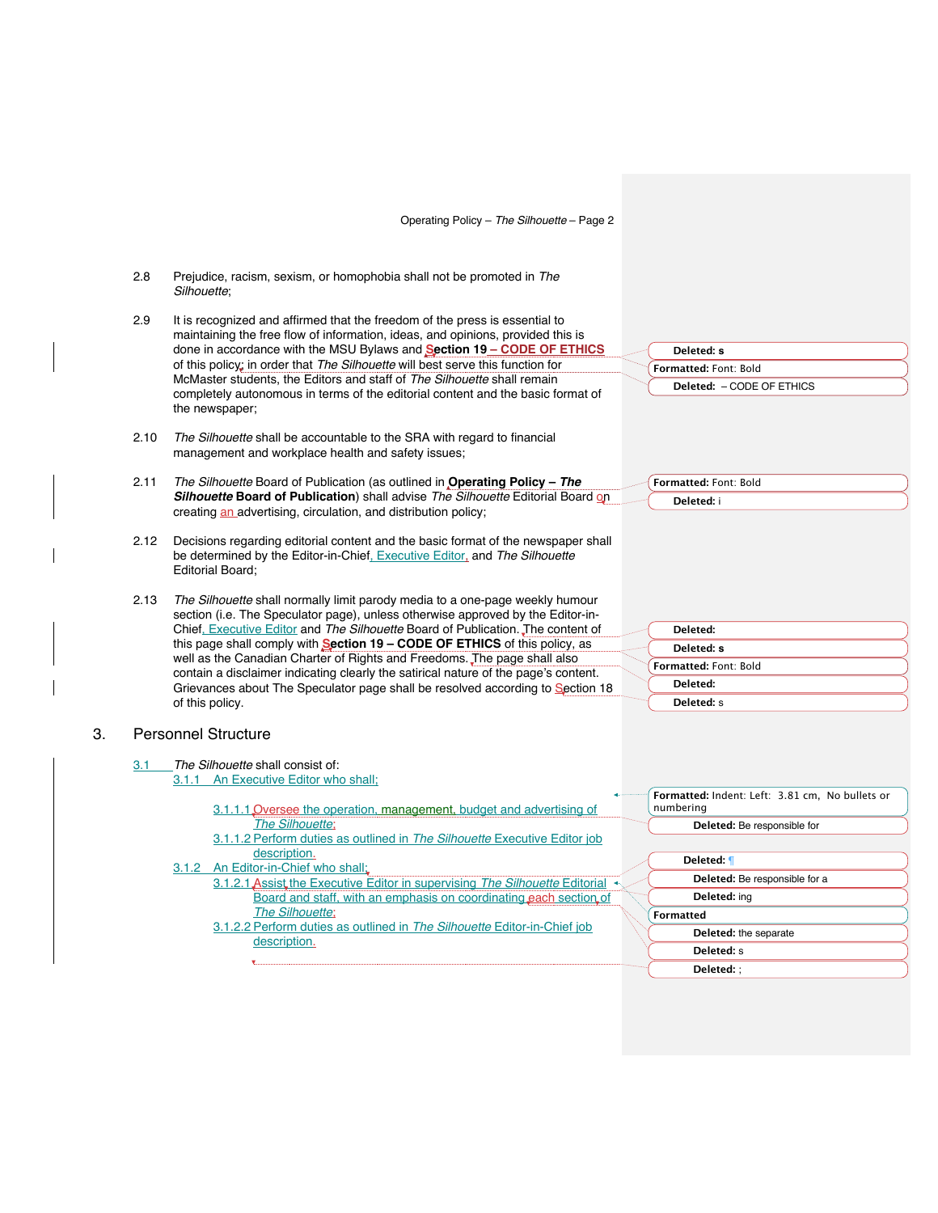2.8 Prejudice, racism, sexism, or homophobia shall not be promoted in *The Silhouette*;

2.9 It is recognized and affirmed that the freedom of the press is essential to maintaining the free flow of information, ideas, and opinions, provided this is done in accordance with the MSU Bylaws and **Section 19 – CODE OF ETHICS** of this policy; in order that *The Silhouette* will best serve this function for McMaster students, the Editors and staff of *The Silhouette* shall remain completely autonomous in terms of the editorial content and the basic format of the newspaper;

2.10 *The Silhouette* shall be accountable to the SRA with regard to financial management and workplace health and safety issues;

2.11 *The Silhouette* Board of Publication (as outlined in **Operating Policy – *The Silhouette* Board of Publication**) shall advise *The Silhouette* Editorial Board on creating an advertising, circulation, and distribution policy;

2.12 Decisions regarding editorial content and the basic format of the newspaper shall be determined by the Editor-in-Chief, Executive Editor, and *The Silhouette* Editorial Board;

2.13 *The Silhouette* shall normally limit parody media to a one-page weekly humour section (i.e. The Speculator page), unless otherwise approved by the Editor-in-Chief, Executive Editor and *The Silhouette* Board of Publication. The content of this page shall comply with **Section 19 – CODE OF ETHICS** of this policy, as well as the Canadian Charter of Rights and Freedoms. The page shall also contain a disclaimer indicating clearly the satirical nature of the page's content. Grievances about The Speculator page shall be resolved according to Section 18 of this policy.

## 3. Personnel Structure

3.1 *The Silhouette* shall consist of:

3.1.1 An Executive Editor who shall;

3.1.1.1 Oversee the operation, management, budget and advertising of *The Silhouette*;

3.1.1.2 Perform duties as outlined in *The Silhouette* Executive Editor job description.

3.1.2 An Editor-in-Chief who shall;

3.1.2.1 Assist the Executive Editor in supervising *The Silhouette* Editorial Board and staff, with an emphasis on coordinating each section of *The Silhouette*;

3.1.2.2 Perform duties as outlined in *The Silhouette* Editor-in-Chief job description.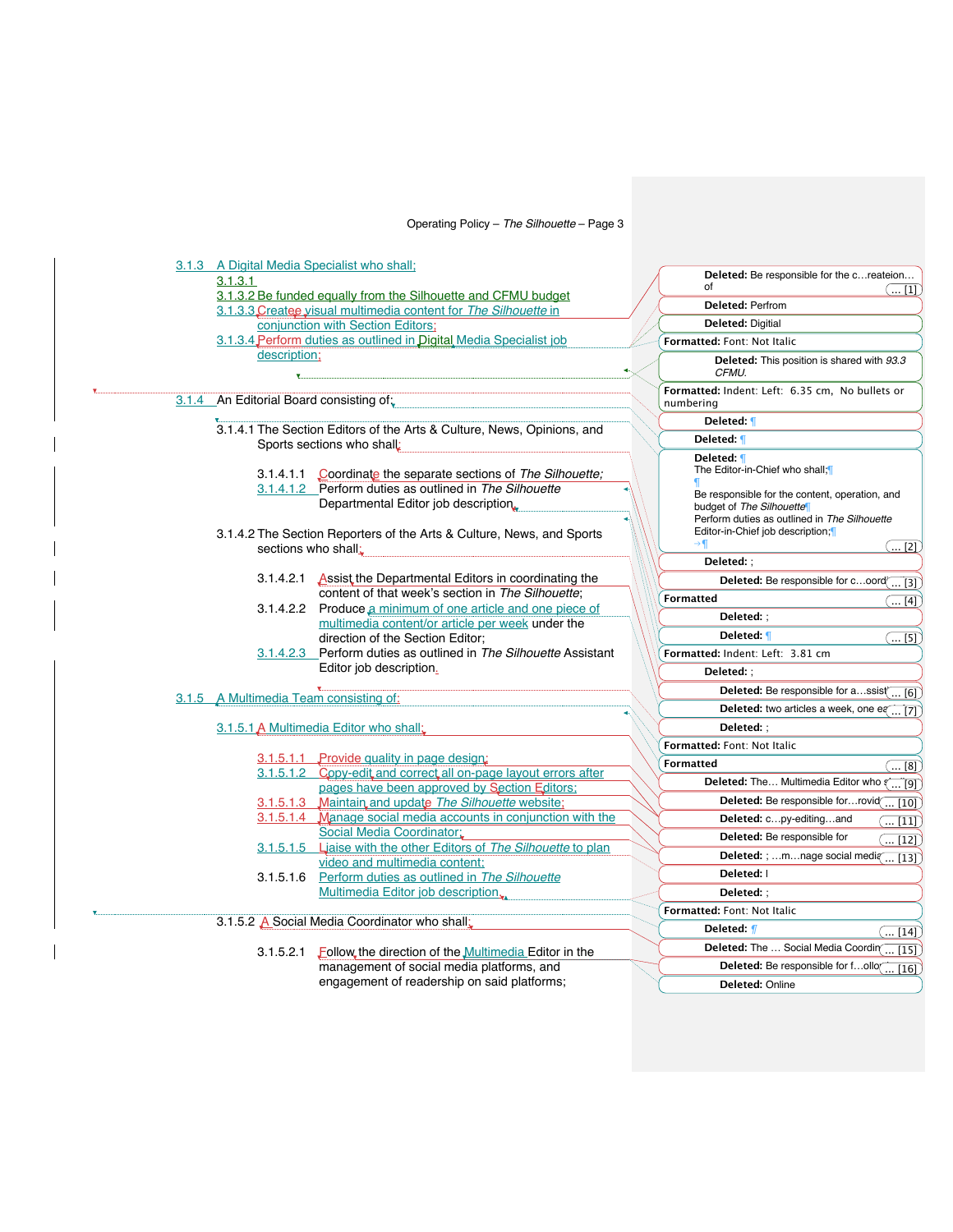3.1.3 A Digital Media Specialist who shall;

3.1.3.1

3.1.3.2 Be funded equally from the Silhouette and CFMU budget

3.1.3.3 Createe visual multimedia content for *The Silhouette* in conjunction with Section Editors;

3.1.3.4 Perform duties as outlined in Digital Media Specialist job description;

3.1.4 An Editorial Board consisting of;

3.1.4.1 The Section Editors of the Arts & Culture, News, Opinions, and Sports sections who shall;

3.1.4.1.1 Coordinate the separate sections of *The Silhouette;*

3.1.4.1.2 Perform duties as outlined in *The Silhouette* Departmental Editor job description.

3.1.4.2 The Section Reporters of the Arts & Culture, News, and Sports sections who shall;

3.1.4.2.1 Assist the Departmental Editors in coordinating the content of that week's section in *The Silhouette*;

3.1.4.2.2 Produce a minimum of one article and one piece of multimedia content/or article per week under the direction of the Section Editor;

3.1.4.2.3 Perform duties as outlined in *The Silhouette* Assistant Editor job description.

3.1.5 A Multimedia Team consisting of:

3.1.5.1 A Multimedia Editor who shall;

3.1.5.1.1 Provide quality in page design;

3.1.5.1.2 Copy-edit and correct all on-page layout errors after pages have been approved by Section Editors;

3.1.5.1.3 Maintain and update *The Silhouette* website;

3.1.5.1.4 Manage social media accounts in conjunction with the Social Media Coordinator;

3.1.5.1.5 Liaise with the other Editors of *The Silhouette* to plan video and multimedia content;

3.1.5.1.6 Perform duties as outlined in *The Silhouette* Multimedia Editor job description.

3.1.5.2 A Social Media Coordinator who shall;

3.1.5.2.1 Follow the direction of the Multimedia Editor in the management of social media platforms, and engagement of readership on said platforms;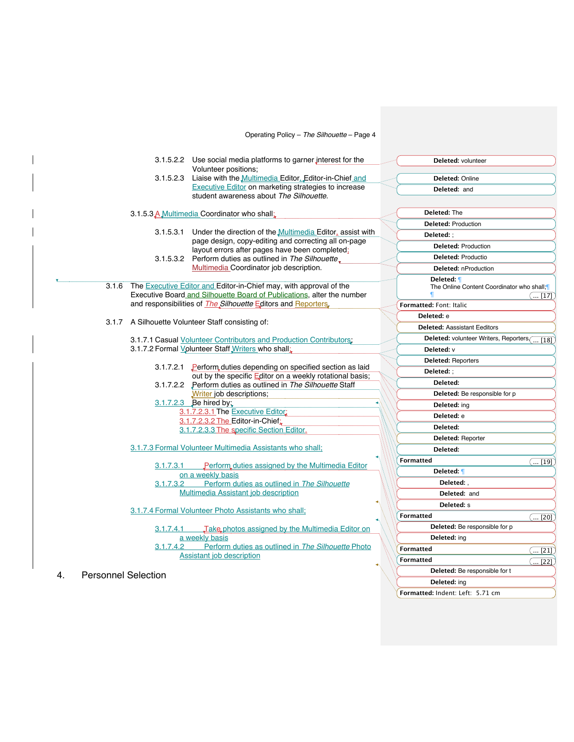3.1.5.2.2 Use social media platforms to garner interest for the Volunteer positions;

3.1.5.2.3 Liaise with the Multimedia Editor, Editor-in-Chief and Executive Editor on marketing strategies to increase student awareness about *The Silhouette*.

3.1.5.3 A Multimedia Coordinator who shall:

3.1.5.3.1 Under the direction of the Multimedia Editor, assist with page design, copy-editing and correcting all on-page layout errors after pages have been completed;

3.1.5.3.2 Perform duties as outlined in *The Silhouette* Multimedia Coordinator job description.

3.1.6 The Executive Editor and Editor-in-Chief may, with approval of the Executive Board and Silhouette Board of Publications, alter the number and responsibilities of *The Silhouette* Editors and Reporters.

3.1.7 A Silhouette Volunteer Staff consisting of:

3.1.7.1 Casual Volunteer Contributors and Production Contributors;

3.1.7.2 Formal Volunteer Staff Writers who shall:

3.1.7.2.1 Perform duties depending on specified section as laid out by the specific Editor on a weekly rotational basis;

3.1.7.2.2 Perform duties as outlined in *The Silhouette* Staff Writer job descriptions;

3.1.7.2.3 Be hired by:

3.1.7.2.3.1 The Executive Editor;

3.1.7.2.3.2 The Editor-in-Chief;

3.1.7.2.3.3 The specific Section Editor.

3.1.7.3 Formal Volunteer Multimedia Assistants who shall;

3.1.7.3.1 Perform duties assigned by the Multimedia Editor on a weekly basis

3.1.7.3.2 Perform duties as outlined in *The Silhouette* Multimedia Assistant job description

3.1.7.4 Formal Volunteer Photo Assistants who shall;

3.1.7.4.1 Take photos assigned by the Multimedia Editor on a weekly basis

3.1.7.4.2 Perform duties as outlined in *The Silhouette* Photo Assistant job description

# 4. Personnel Selection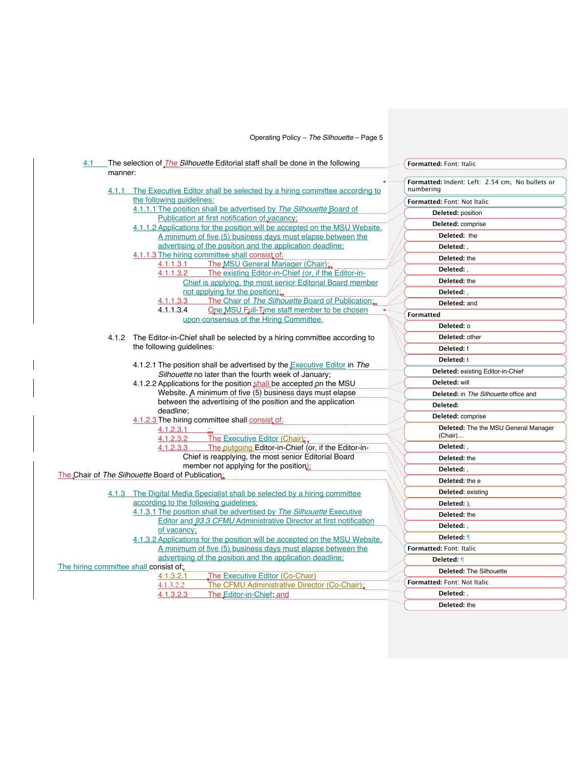4.1 The selection of *The Silhouette* Editorial staff shall be done in the following manner:

4.1.1 The Executive Editor shall be selected by a hiring committee according to the following guidelines:

4.1.1.1 The position shall be advertised by *The Silhouette* Board of Publication at first notification of vacancy;

4.1.1.2 Applications for the position will be accepted on the MSU Website. A minimum of five (5) business days must elapse between the advertising of the position and the application deadline;

4.1.1.3 The hiring committee shall consist of:

4.1.1.3.1 The MSU General Manager (Chair);

4.1.1.3.2 The existing Editor-in-Chief (or, if the Editor-in-Chief is applying, the most senior Editorial Board member not applying for the position);

4.1.1.3.3 The Chair of *The Silhouette* Board of Publication;

4.1.1.3.4 One MSU Full-Time staff member to be chosen upon consensus of the Hiring Committee.

4.1.2 The Editor-in-Chief shall be selected by a hiring committee according to the following guidelines:

4.1.2.1 The position shall be advertised by the Executive Editor in *The Silhouette* no later than the fourth week of January;

4.1.2.2 Applications for the position shall be accepted on the MSU Website. A minimum of five (5) business days must elapse between the advertising of the position and the application deadline;

4.1.2.3 The hiring committee shall consist of:

4.1.2.3.1 ;

4.1.2.3.2 The Executive Editor (Chair);

4.1.2.3.3 The outgoing Editor-in-Chief (or, if the Editor-in-Chief is reapplying, the most senior Editorial Board member not applying for the position);

The Chair of *The Silhouette* Board of Publication.

4.1.3 The Digital Media Specialist shall be selected by a hiring committee according to the following guidelines:

4.1.3.1 The position shall be advertised by *The Silhouette* Executive Editor and *93.3 CFMU* Administrative Director at first notification of vacancy;

4.1.3.2 Applications for the position will be accepted on the MSU Website. A minimum of five (5) business days must elapse between the advertising of the position and the application deadline;

The hiring committee shall consist of:

4.1.3.2.1 The Executive Editor (Co-Chair)

4.1.3.2.2 The CFMU Administrative Director (Co-Chair);

4.1.3.2.3 The Editor-in-Chief; and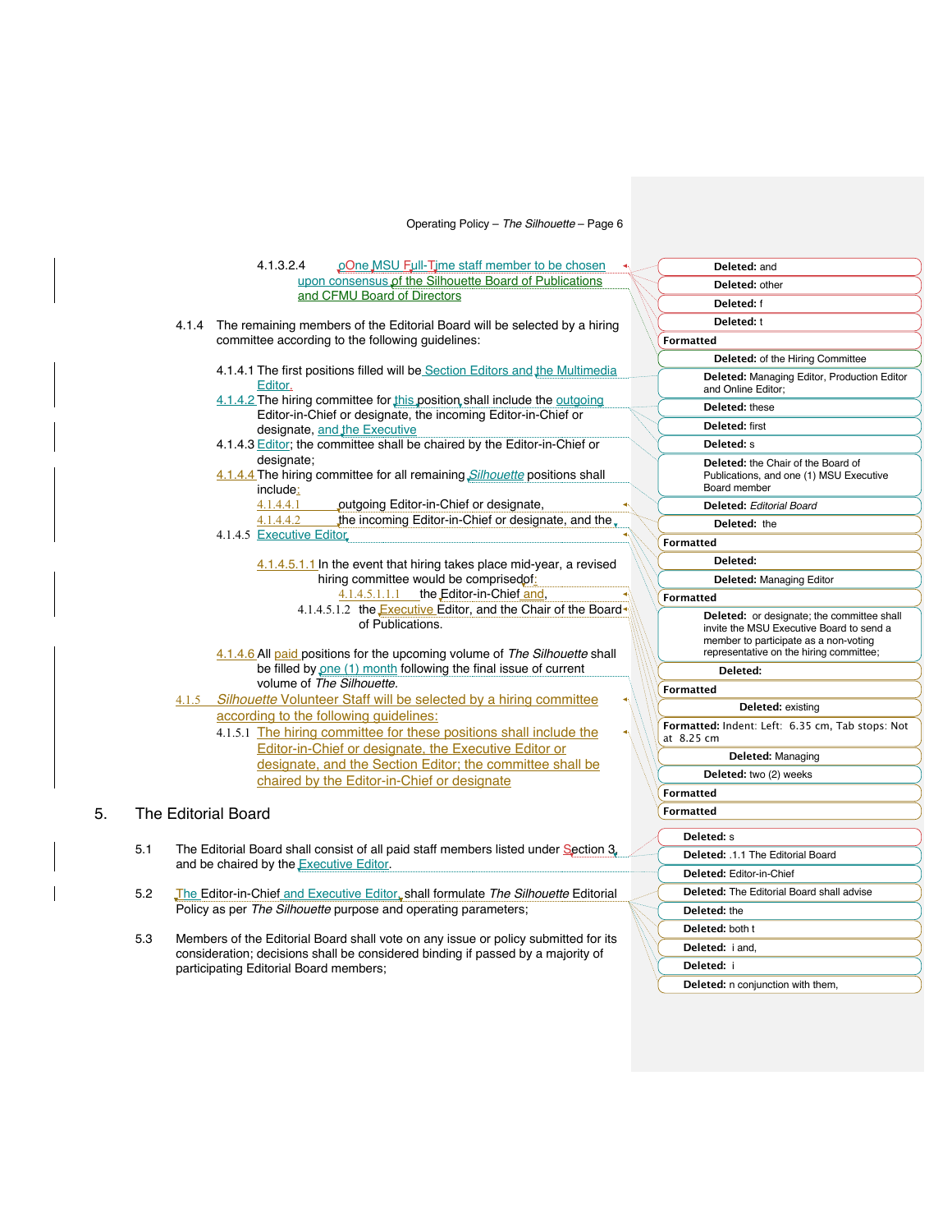4.1.3.2.4 oOne MSU Full-Time staff member to be chosen upon consensus of the Silhouette Board of Publications and CFMU Board of Directors

4.1.4 The remaining members of the Editorial Board will be selected by a hiring committee according to the following guidelines:

4.1.4.1 The first positions filled will be Section Editors and the Multimedia Editor.

4.1.4.2 The hiring committee for this position shall include the outgoing Editor-in-Chief or designate, the incoming Editor-in-Chief or designate, and the Executive

4.1.4.3 Editor; the committee shall be chaired by the Editor-in-Chief or designate;

4.1.4.4 The hiring committee for all remaining *Silhouette* positions shall include:

4.1.4.4.1 outgoing Editor-in-Chief or designate,

4.1.4.4.2 the incoming Editor-in-Chief or designate, and the

4.1.4.5 Executive Editor

4.1.4.5.1.1 In the event that hiring takes place mid-year, a revised hiring committee would be comprisedof:

4.1.4.5.1.1.1 the Editor-in-Chief and,

4.1.4.5.1.2 the Executive Editor, and the Chair of the Board of Publications.

4.1.4.6 All paid positions for the upcoming volume of *The Silhouette* shall be filled by one (1) month following the final issue of current volume of *The Silhouette*.

4.1.5 *Silhouette* Volunteer Staff will be selected by a hiring committee according to the following guidelines:

4.1.5.1 The hiring committee for these positions shall include the Editor-in-Chief or designate, the Executive Editor or designate, and the Section Editor; the committee shall be chaired by the Editor-in-Chief or designate

## 5. The Editorial Board

5.1 The Editorial Board shall consist of all paid staff members listed under Section 3, and be chaired by the Executive Editor.

5.2 The Editor-in-Chief and Executive Editor, shall formulate *The Silhouette* Editorial Policy as per *The Silhouette* purpose and operating parameters;

5.3 Members of the Editorial Board shall vote on any issue or policy submitted for its consideration; decisions shall be considered binding if passed by a majority of participating Editorial Board members;

**Deleted:** and

**Deleted:** other

**Deleted:** f

**Deleted:** t

**Formatted**

**Deleted:** of the Hiring Committee

**Deleted:** Managing Editor, Production Editor and Online Editor;

**Deleted:** these

**Deleted:** first

**Deleted:** s

**Deleted:** the Chair of the Board of Publications, and one (1) MSU Executive Board member

**Deleted:** *Editorial Board*

**Deleted:** the

**Formatted**

**Deleted:**

**Deleted:** Managing Editor

**Formatted**

**Deleted:** or designate; the committee shall invite the MSU Executive Board to send a member to participate as a non-voting representative on the hiring committee;

**Deleted:**

**Formatted**

**Deleted:** existing

**Formatted:** Indent: Left: 6.35 cm, Tab stops: Not at 8.25 cm

**Deleted:** Managing

**Deleted:** two (2) weeks

**Formatted**

**Formatted**

**Deleted:** s

**Deleted:** .1.1 The Editorial Board

**Deleted:** Editor-in-Chief

**Deleted:** The Editorial Board shall advise

**Deleted:** the

**Deleted:** both t

**Deleted:** i and,

**Deleted:** i

**Deleted:** n conjunction with them,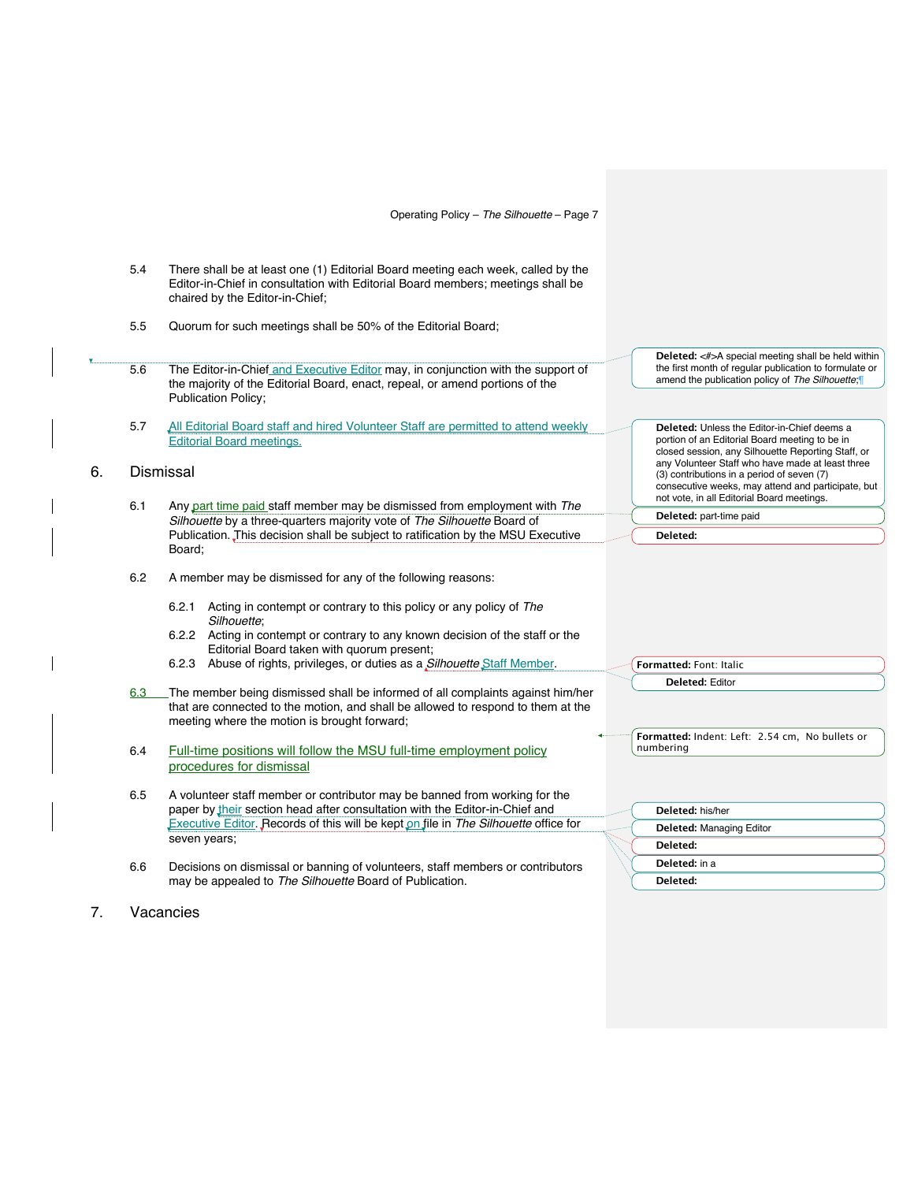5.4 There shall be at least one (1) Editorial Board meeting each week, called by the Editor-in-Chief in consultation with Editorial Board members; meetings shall be chaired by the Editor-in-Chief;

5.5 Quorum for such meetings shall be 50% of the Editorial Board;

5.6 The Editor-in-Chief and Executive Editor may, in conjunction with the support of the majority of the Editorial Board, enact, repeal, or amend portions of the Publication Policy;

5.7 All Editorial Board staff and hired Volunteer Staff are permitted to attend weekly Editorial Board meetings.

## 6. Dismissal

6.1 Any part time paid staff member may be dismissed from employment with *The Silhouette* by a three-quarters majority vote of *The Silhouette* Board of Publication. This decision shall be subject to ratification by the MSU Executive Board;

6.2 A member may be dismissed for any of the following reasons:

6.2.1 Acting in contempt or contrary to this policy or any policy of *The Silhouette*;

6.2.2 Acting in contempt or contrary to any known decision of the staff or the Editorial Board taken with quorum present;

6.2.3 Abuse of rights, privileges, or duties as a *Silhouette* Staff Member.

6.3 The member being dismissed shall be informed of all complaints against him/her that are connected to the motion, and shall be allowed to respond to them at the meeting where the motion is brought forward;

6.4 Full-time positions will follow the MSU full-time employment policy procedures for dismissal

6.5 A volunteer staff member or contributor may be banned from working for the paper by their section head after consultation with the Editor-in-Chief and Executive Editor. Records of this will be kept on file in *The Silhouette* office for seven years;

6.6 Decisions on dismissal or banning of volunteers, staff members or contributors may be appealed to *The Silhouette* Board of Publication.

## 7. Vacancies

**Deleted:** <#>A special meeting shall be held within the first month of regular publication to formulate or amend the publication policy of *The Silhouette*;

**Deleted:** Unless the Editor-in-Chief deems a portion of an Editorial Board meeting to be in closed session, any Silhouette Reporting Staff, or any Volunteer Staff who have made at least three (3) contributions in a period of seven (7) consecutive weeks, may attend and participate, but not vote, in all Editorial Board meetings.

**Deleted:** part-time paid

**Deleted:**

**Formatted:** Font: Italic

**Deleted:** Editor

**Formatted:** Indent: Left: 2.54 cm, No bullets or numbering

**Deleted:** his/her

**Deleted:** Managing Editor

**Deleted:**

**Deleted:** in a

**Deleted:**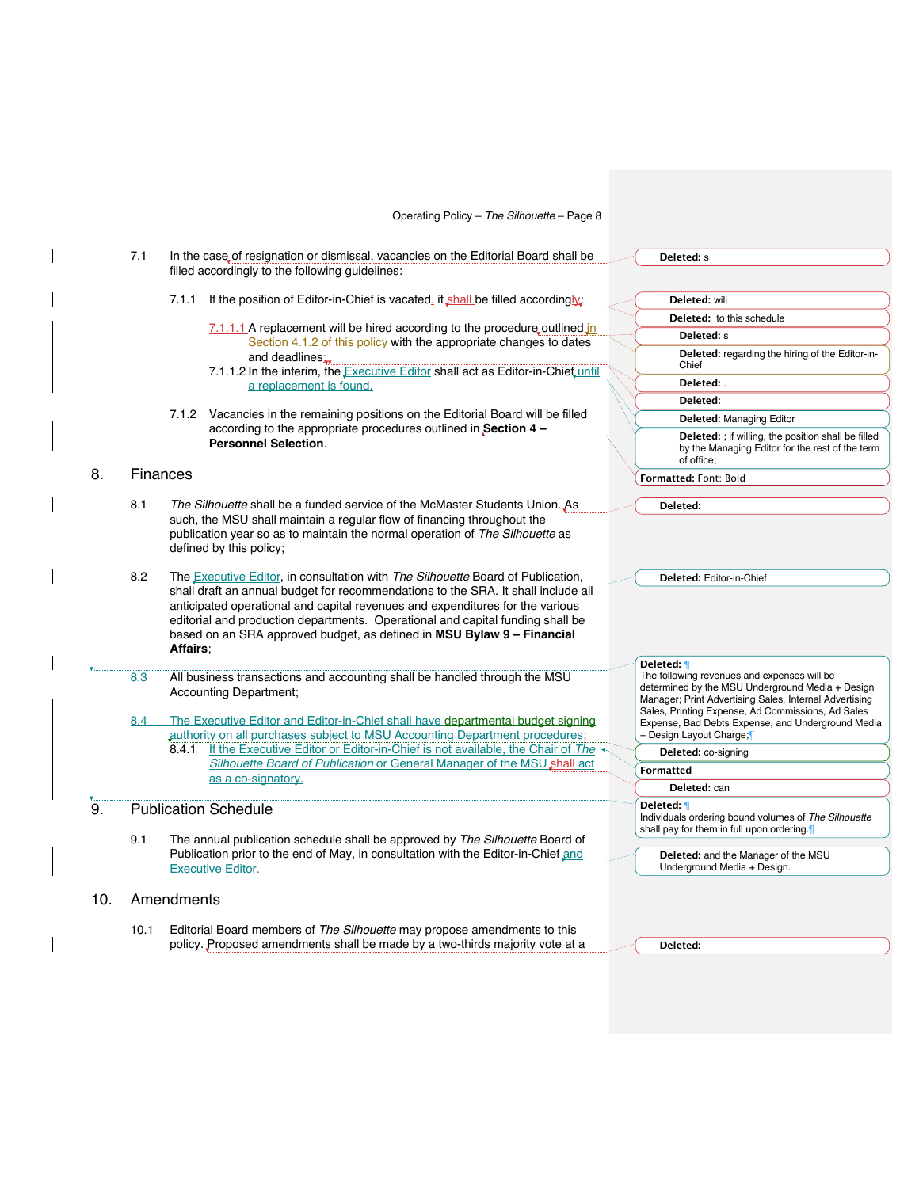7.1 In the case of resignation or dismissal, vacancies on the Editorial Board shall be filled accordingly to the following guidelines:

7.1.1 If the position of Editor-in-Chief is vacated, it shall be filled accordingly:

7.1.1.1 A replacement will be hired according to the procedure outlined in Section 4.1.2 of this policy with the appropriate changes to dates and deadlines;

7.1.1.2 In the interim, the Executive Editor shall act as Editor-in-Chief until a replacement is found.

7.1.2 Vacancies in the remaining positions on the Editorial Board will be filled according to the appropriate procedures outlined in **Section 4 – Personnel Selection**.

## 8. Finances

8.1 *The Silhouette* shall be a funded service of the McMaster Students Union. As such, the MSU shall maintain a regular flow of financing throughout the publication year so as to maintain the normal operation of *The Silhouette* as defined by this policy;

8.2 The Executive Editor, in consultation with *The Silhouette* Board of Publication, shall draft an annual budget for recommendations to the SRA. It shall include all anticipated operational and capital revenues and expenditures for the various editorial and production departments. Operational and capital funding shall be based on an SRA approved budget, as defined in **MSU Bylaw 9 – Financial Affairs**;

8.3 All business transactions and accounting shall be handled through the MSU Accounting Department;

8.4 The Executive Editor and Editor-in-Chief shall have departmental budget signing authority on all purchases subject to MSU Accounting Department procedures;

8.4.1 If the Executive Editor or Editor-in-Chief is not available, the Chair of *The Silhouette Board of Publication* or General Manager of the MSU shall act as a co-signatory.

## 9. Publication Schedule

9.1 The annual publication schedule shall be approved by *The Silhouette* Board of Publication prior to the end of May, in consultation with the Editor-in-Chief and Executive Editor.

## 10. Amendments

10.1 Editorial Board members of *The Silhouette* may propose amendments to this policy. Proposed amendments shall be made by a two-thirds majority vote at a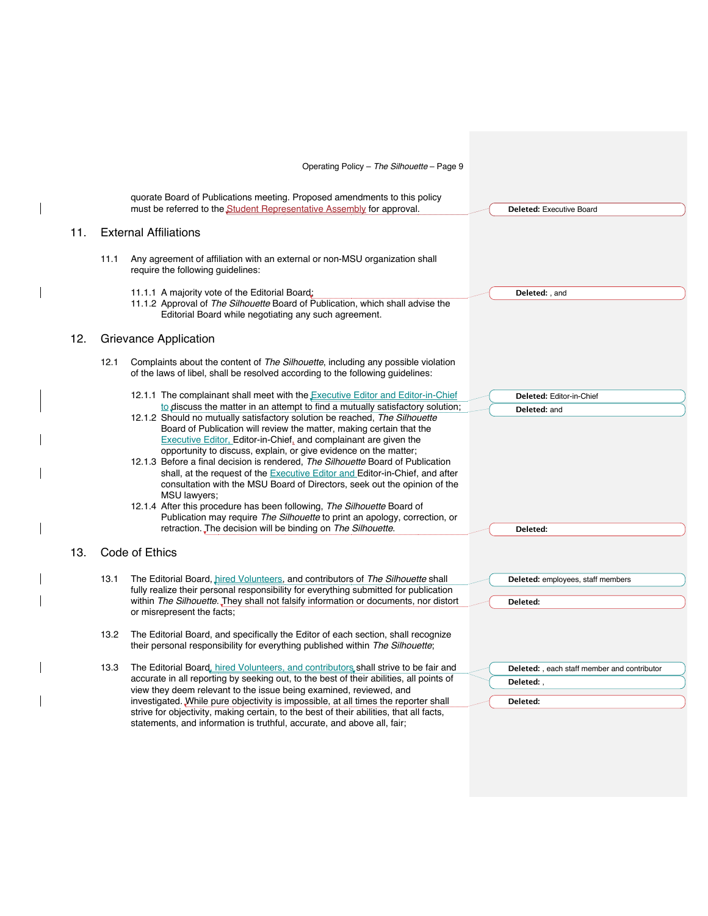quorate Board of Publications meeting. Proposed amendments to this policy must be referred to the Student Representative Assembly for approval.

## 11. External Affiliations

11.1 Any agreement of affiliation with an external or non-MSU organization shall require the following guidelines:

11.1.1 A majority vote of the Editorial Board;
11.1.2 Approval of *The Silhouette* Board of Publication, which shall advise the Editorial Board while negotiating any such agreement.

## 12. Grievance Application

12.1 Complaints about the content of *The Silhouette*, including any possible violation of the laws of libel, shall be resolved according to the following guidelines:

12.1.1 The complainant shall meet with the Executive Editor and Editor-in-Chief to discuss the matter in an attempt to find a mutually satisfactory solution;
12.1.2 Should no mutually satisfactory solution be reached, *The Silhouette* Board of Publication will review the matter, making certain that the Executive Editor, Editor-in-Chief, and complainant are given the opportunity to discuss, explain, or give evidence on the matter;
12.1.3 Before a final decision is rendered, *The Silhouette* Board of Publication shall, at the request of the Executive Editor and Editor-in-Chief, and after consultation with the MSU Board of Directors, seek out the opinion of the MSU lawyers;
12.1.4 After this procedure has been following, *The Silhouette* Board of Publication may require *The Silhouette* to print an apology, correction, or retraction. The decision will be binding on *The Silhouette*.

## 13. Code of Ethics

13.1 The Editorial Board, hired Volunteers, and contributors of *The Silhouette* shall fully realize their personal responsibility for everything submitted for publication within *The Silhouette*. They shall not falsify information or documents, nor distort or misrepresent the facts;

13.2 The Editorial Board, and specifically the Editor of each section, shall recognize their personal responsibility for everything published within *The Silhouette*;

13.3 The Editorial Board, hired Volunteers, and contributors shall strive to be fair and accurate in all reporting by seeking out, to the best of their abilities, all points of view they deem relevant to the issue being examined, reviewed, and investigated. While pure objectivity is impossible, at all times the reporter shall strive for objectivity, making certain, to the best of their abilities, that all facts, statements, and information is truthful, accurate, and above all, fair;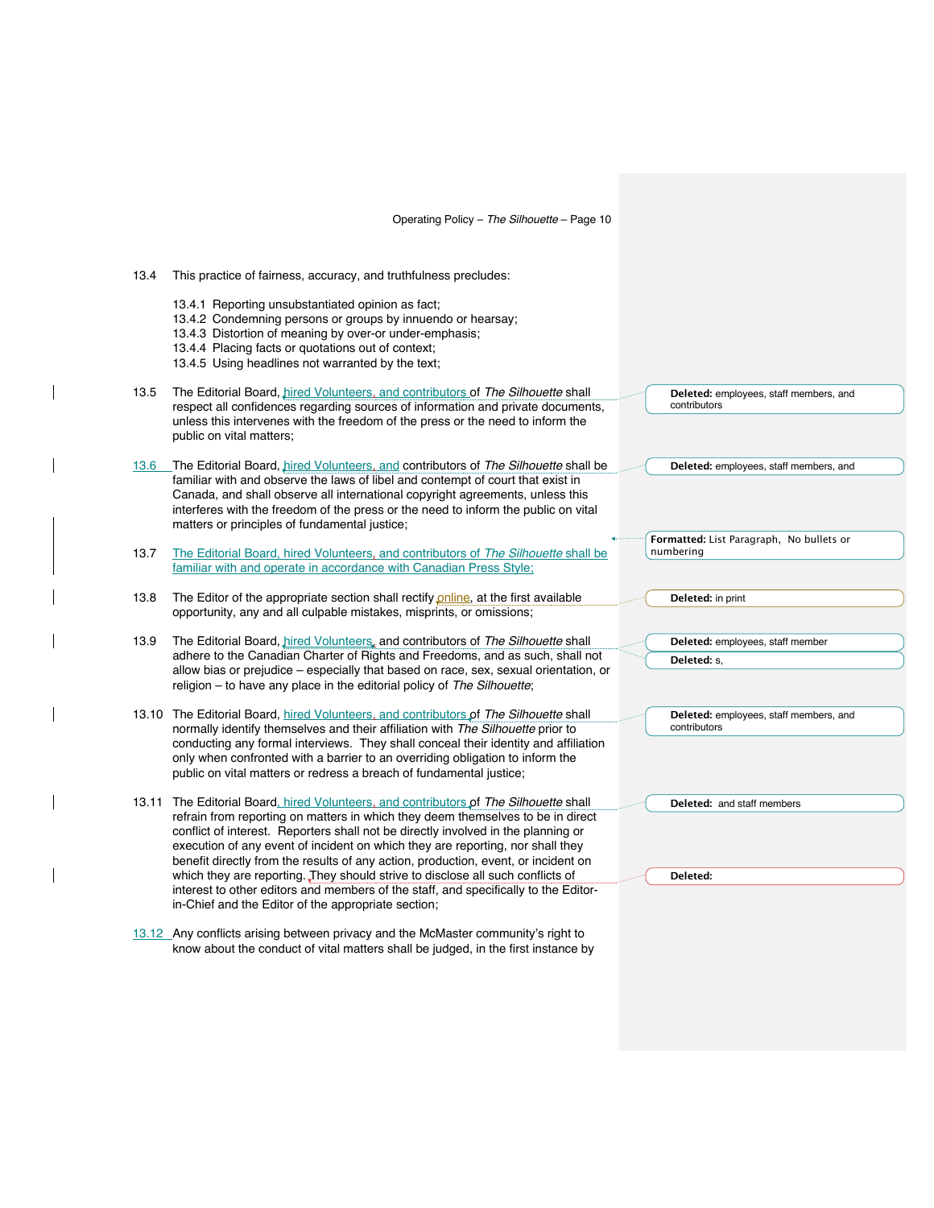13.4 This practice of fairness, accuracy, and truthfulness precludes:

- 13.4.1 Reporting unsubstantiated opinion as fact;
- 13.4.2 Condemning persons or groups by innuendo or hearsay;
- 13.4.3 Distortion of meaning by over-or under-emphasis;
- 13.4.4 Placing facts or quotations out of context;
- 13.4.5 Using headlines not warranted by the text;

13.5 The Editorial Board, hired Volunteers, and contributors of *The Silhouette* shall respect all confidences regarding sources of information and private documents, unless this intervenes with the freedom of the press or the need to inform the public on vital matters;

13.6 The Editorial Board, hired Volunteers, and contributors of *The Silhouette* shall be familiar with and observe the laws of libel and contempt of court that exist in Canada, and shall observe all international copyright agreements, unless this interferes with the freedom of the press or the need to inform the public on vital matters or principles of fundamental justice;

13.7 The Editorial Board, hired Volunteers, and contributors of *The Silhouette* shall be familiar with and operate in accordance with Canadian Press Style;

13.8 The Editor of the appropriate section shall rectify online, at the first available opportunity, any and all culpable mistakes, misprints, or omissions;

13.9 The Editorial Board, hired Volunteers, and contributors of *The Silhouette* shall adhere to the Canadian Charter of Rights and Freedoms, and as such, shall not allow bias or prejudice – especially that based on race, sex, sexual orientation, or religion – to have any place in the editorial policy of *The Silhouette*;

13.10 The Editorial Board, hired Volunteers, and contributors of *The Silhouette* shall normally identify themselves and their affiliation with *The Silhouette* prior to conducting any formal interviews. They shall conceal their identity and affiliation only when confronted with a barrier to an overriding obligation to inform the public on vital matters or redress a breach of fundamental justice;

13.11 The Editorial Board, hired Volunteers, and contributors of *The Silhouette* shall refrain from reporting on matters in which they deem themselves to be in direct conflict of interest. Reporters shall not be directly involved in the planning or execution of any event of incident on which they are reporting, nor shall they benefit directly from the results of any action, production, event, or incident on which they are reporting. They should strive to disclose all such conflicts of interest to other editors and members of the staff, and specifically to the Editor-in-Chief and the Editor of the appropriate section;

13.12 Any conflicts arising between privacy and the McMaster community's right to know about the conduct of vital matters shall be judged, in the first instance by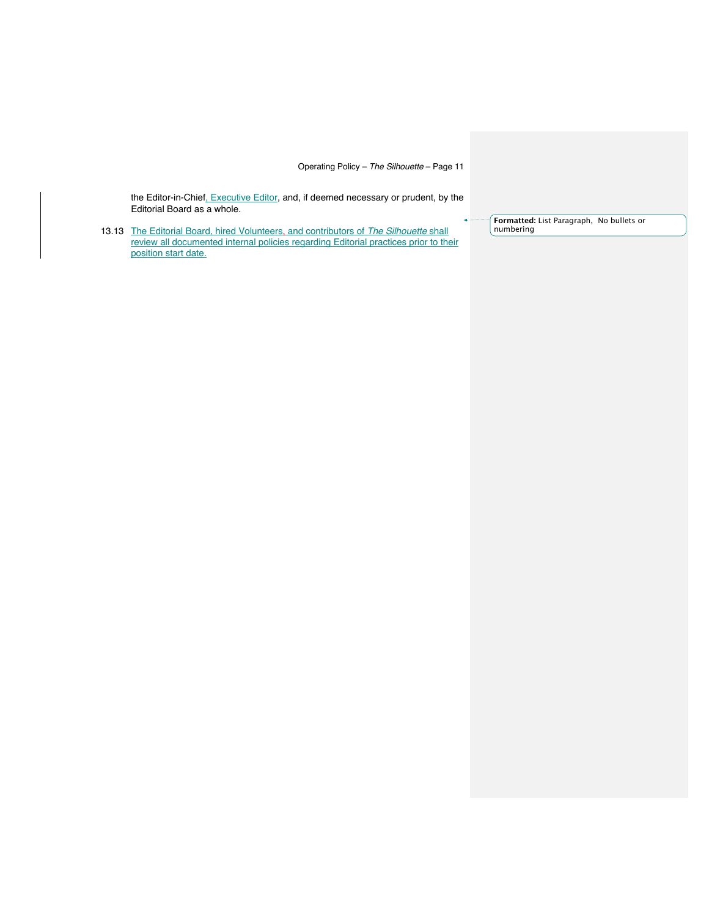the Editor-in-Chief, Executive Editor, and, if deemed necessary or prudent, by the Editorial Board as a whole.

13.13 The Editorial Board, hired Volunteers, and contributors of *The Silhouette* shall review all documented internal policies regarding Editorial practices prior to their position start date.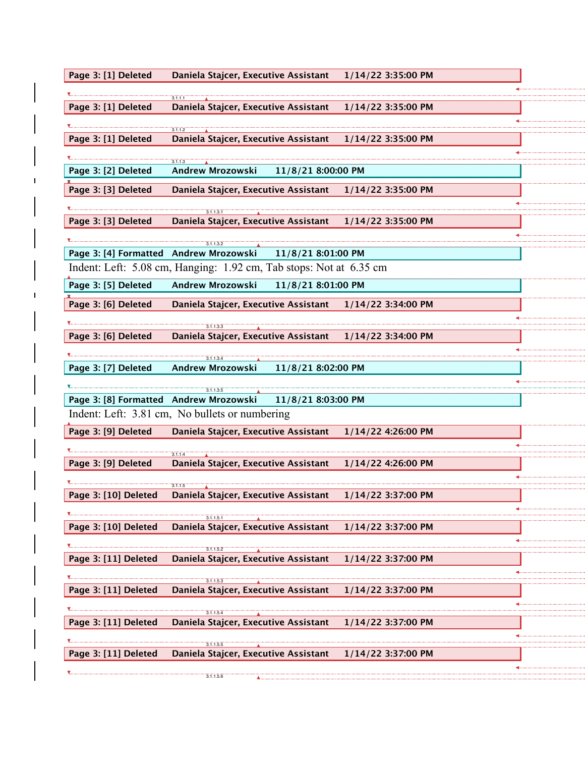**Page 3: [1] Deleted  Daniela Stajcer, Executive Assistant  1/14/22 3:35:00 PM**

3.1.1.1

**Page 3: [1] Deleted  Daniela Stajcer, Executive Assistant  1/14/22 3:35:00 PM**

3.1.1.2

**Page 3: [1] Deleted  Daniela Stajcer, Executive Assistant  1/14/22 3:35:00 PM**

3.1.1.3

**Page 3: [2] Deleted  Andrew Mrozowski  11/8/21 8:00:00 PM**

**Page 3: [3] Deleted  Daniela Stajcer, Executive Assistant  1/14/22 3:35:00 PM**

3.1.1.3.1

**Page 3: [3] Deleted  Daniela Stajcer, Executive Assistant  1/14/22 3:35:00 PM**

3.1.1.3.2

**Page 3: [4] Formatted  Andrew Mrozowski  11/8/21 8:01:00 PM**

Indent: Left: 5.08 cm, Hanging: 1.92 cm, Tab stops: Not at 6.35 cm

**Page 3: [5] Deleted  Andrew Mrozowski  11/8/21 8:01:00 PM**

**Page 3: [6] Deleted  Daniela Stajcer, Executive Assistant  1/14/22 3:34:00 PM**

3.1.1.3.3

**Page 3: [6] Deleted  Daniela Stajcer, Executive Assistant  1/14/22 3:34:00 PM**

3.1.1.3.4

**Page 3: [7] Deleted  Andrew Mrozowski  11/8/21 8:02:00 PM**

3.1.1.3.5

**Page 3: [8] Formatted  Andrew Mrozowski  11/8/21 8:03:00 PM**

Indent: Left: 3.81 cm, No bullets or numbering

**Page 3: [9] Deleted  Daniela Stajcer, Executive Assistant  1/14/22 4:26:00 PM**

3.1.1.4

**Page 3: [9] Deleted  Daniela Stajcer, Executive Assistant  1/14/22 4:26:00 PM**

3.1.1.5

**Page 3: [10] Deleted  Daniela Stajcer, Executive Assistant  1/14/22 3:37:00 PM**

3.1.1.5.1

**Page 3: [10] Deleted  Daniela Stajcer, Executive Assistant  1/14/22 3:37:00 PM**

3.1.1.5.2

**Page 3: [11] Deleted  Daniela Stajcer, Executive Assistant  1/14/22 3:37:00 PM**

3.1.1.5.3

**Page 3: [11] Deleted  Daniela Stajcer, Executive Assistant  1/14/22 3:37:00 PM**

3.1.1.5.4

**Page 3: [11] Deleted  Daniela Stajcer, Executive Assistant  1/14/22 3:37:00 PM**

3.1.1.5.5

**Page 3: [11] Deleted  Daniela Stajcer, Executive Assistant  1/14/22 3:37:00 PM**

3.1.1.5.6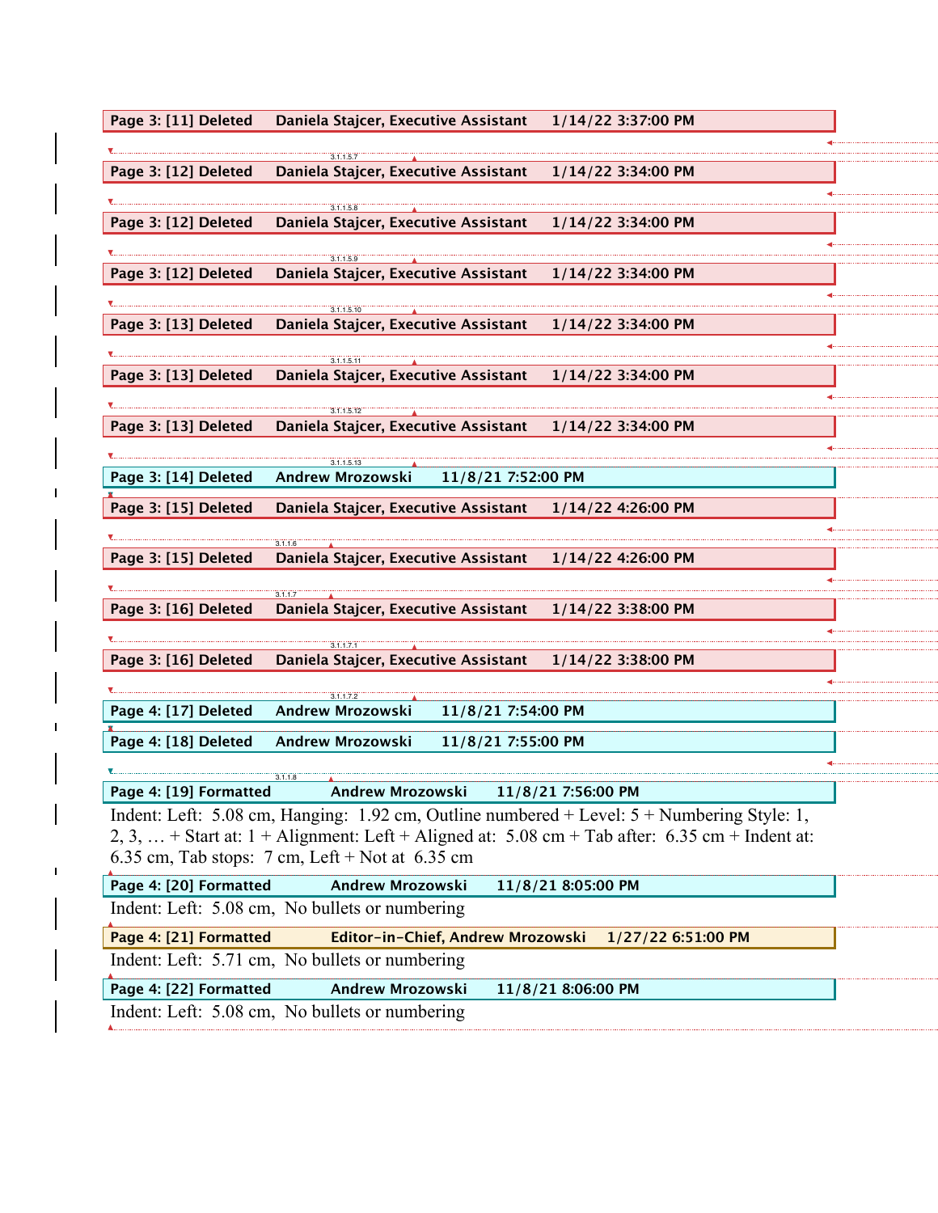**Page 3: [11] Deleted Daniela Stajcer, Executive Assistant 1/14/22 3:37:00 PM**

3.1.1.5.7

**Page 3: [12] Deleted Daniela Stajcer, Executive Assistant 1/14/22 3:34:00 PM**

3.1.1.5.8

**Page 3: [12] Deleted Daniela Stajcer, Executive Assistant 1/14/22 3:34:00 PM**

3.1.1.5.9

**Page 3: [12] Deleted Daniela Stajcer, Executive Assistant 1/14/22 3:34:00 PM**

3.1.1.5.10

**Page 3: [13] Deleted Daniela Stajcer, Executive Assistant 1/14/22 3:34:00 PM**

3.1.1.5.11

**Page 3: [13] Deleted Daniela Stajcer, Executive Assistant 1/14/22 3:34:00 PM**

3.1.1.5.12

**Page 3: [13] Deleted Daniela Stajcer, Executive Assistant 1/14/22 3:34:00 PM**

3.1.1.5.13

**Page 3: [14] Deleted Andrew Mrozowski 11/8/21 7:52:00 PM**

**Page 3: [15] Deleted Daniela Stajcer, Executive Assistant 1/14/22 4:26:00 PM**

3.1.1.6

**Page 3: [15] Deleted Daniela Stajcer, Executive Assistant 1/14/22 4:26:00 PM**

3.1.1.7

**Page 3: [16] Deleted Daniela Stajcer, Executive Assistant 1/14/22 3:38:00 PM**

3.1.1.7.1

**Page 3: [16] Deleted Daniela Stajcer, Executive Assistant 1/14/22 3:38:00 PM**

3.1.1.7.2

**Page 4: [17] Deleted Andrew Mrozowski 11/8/21 7:54:00 PM**

**Page 4: [18] Deleted Andrew Mrozowski 11/8/21 7:55:00 PM**

3.1.1.8

**Page 4: [19] Formatted Andrew Mrozowski 11/8/21 7:56:00 PM**

Indent: Left: 5.08 cm, Hanging: 1.92 cm, Outline numbered + Level: 5 + Numbering Style: 1, 2, 3, … + Start at: 1 + Alignment: Left + Aligned at: 5.08 cm + Tab after: 6.35 cm + Indent at: 6.35 cm, Tab stops: 7 cm, Left + Not at 6.35 cm

**Page 4: [20] Formatted Andrew Mrozowski 11/8/21 8:05:00 PM**

Indent: Left: 5.08 cm, No bullets or numbering

**Page 4: [21] Formatted Editor-in-Chief, Andrew Mrozowski 1/27/22 6:51:00 PM**

Indent: Left: 5.71 cm, No bullets or numbering

**Page 4: [22] Formatted Andrew Mrozowski 11/8/21 8:06:00 PM**

Indent: Left: 5.08 cm, No bullets or numbering